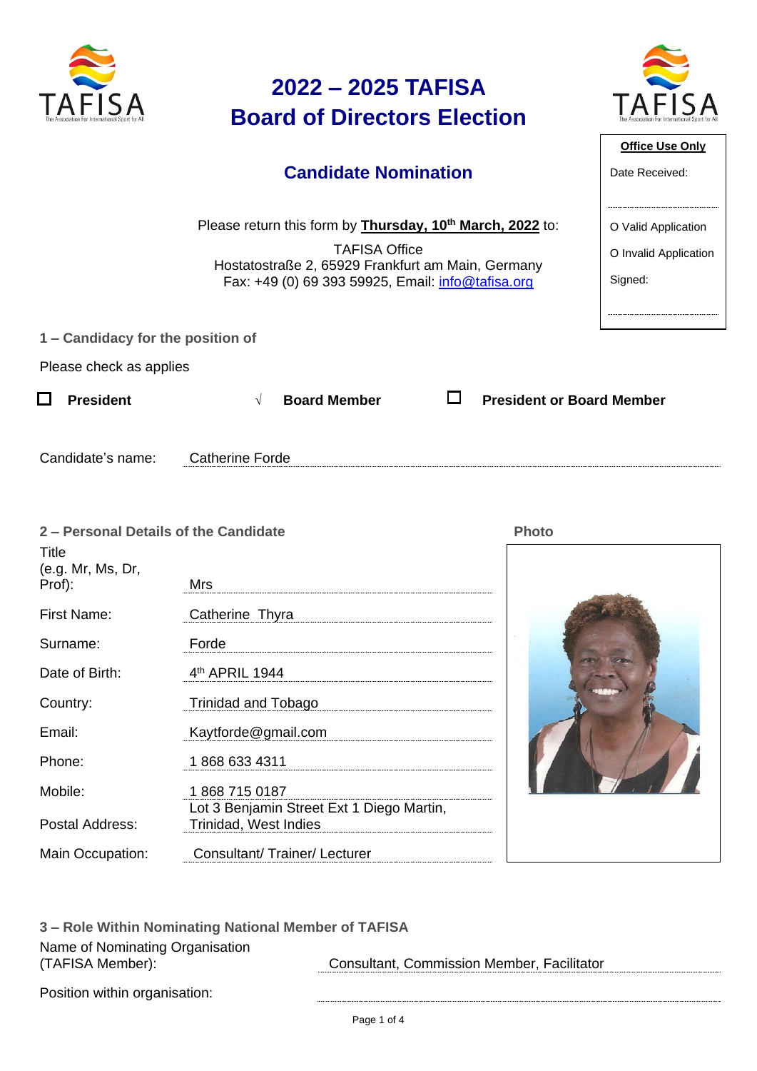# 2022 – 2025 TAFISA Board of Directors Election

## Candidate Nomination

Please return this form by **Thursday, 10th March, 2022** to:

TAFISA Office
Hostatostraße 2, 65929 Frankfurt am Main, Germany
Fax: +49 (0) 69 393 59925, Email: info@tafisa.org

**Office Use Only**

Date Received:

O Valid Application

O Invalid Application

Signed:

### 1 – Candidacy for the position of

Please check as applies

☐ **President** √ **Board Member** ☐ **President or Board Member**

Candidate's name: Catherine Forde

### 2 – Personal Details of the Candidate

**Photo**

| | |
|---|---|
| Title (e.g. Mr, Ms, Dr, Prof): | Mrs |
| First Name: | Catherine Thyra |
| Surname: | Forde |
| Date of Birth: | 4th APRIL 1944 |
| Country: | Trinidad and Tobago |
| Email: | Kaytforde@gmail.com |
| Phone: | 1 868 633 4311 |
| Mobile: | 1 868 715 0187 |
| Postal Address: | Lot 3 Benjamin Street Ext 1 Diego Martin, Trinidad, West Indies |
| Main Occupation: | Consultant/ Trainer/ Lecturer |

### 3 – Role Within Nominating National Member of TAFISA

| | |
|---|---|
| Name of Nominating Organisation (TAFISA Member): | Consultant, Commission Member, Facilitator |
| Position within organisation: | |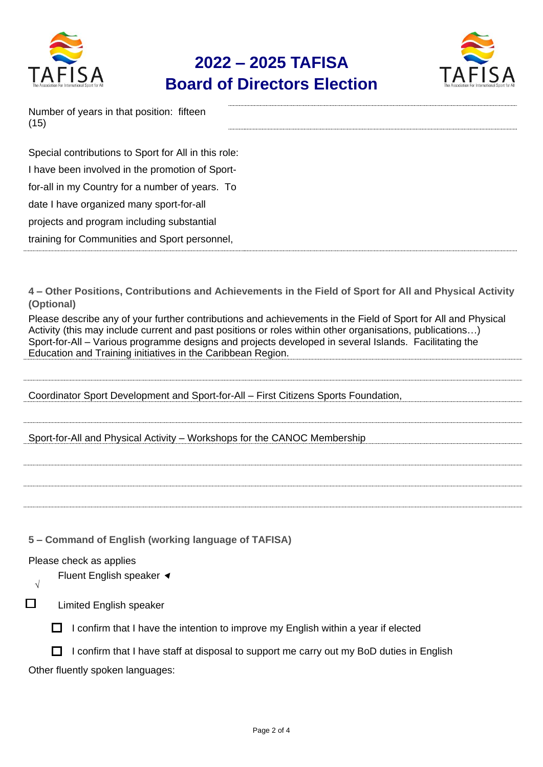Number of years in that position: fifteen (15)

Special contributions to Sport for All in this role: I have been involved in the promotion of Sport-for-all in my Country for a number of years. To date I have organized many sport-for-all projects and program including substantial training for Communities and Sport personnel,

**4 – Other Positions, Contributions and Achievements in the Field of Sport for All and Physical Activity (Optional)**

Please describe any of your further contributions and achievements in the Field of Sport for All and Physical Activity (this may include current and past positions or roles within other organisations, publications…)
Sport-for-All – Various programme designs and projects developed in several Islands. Facilitating the Education and Training initiatives in the Caribbean Region.

Coordinator Sport Development and Sport-for-All – First Citizens Sports Foundation,

Sport-for-All and Physical Activity – Workshops for the CANOC Membership

**5 – Command of English (working language of TAFISA)**

Please check as applies

√ Fluent English speaker ◄

☐ Limited English speaker

☐ I confirm that I have the intention to improve my English within a year if elected

☐ I confirm that I have staff at disposal to support me carry out my BoD duties in English

Other fluently spoken languages: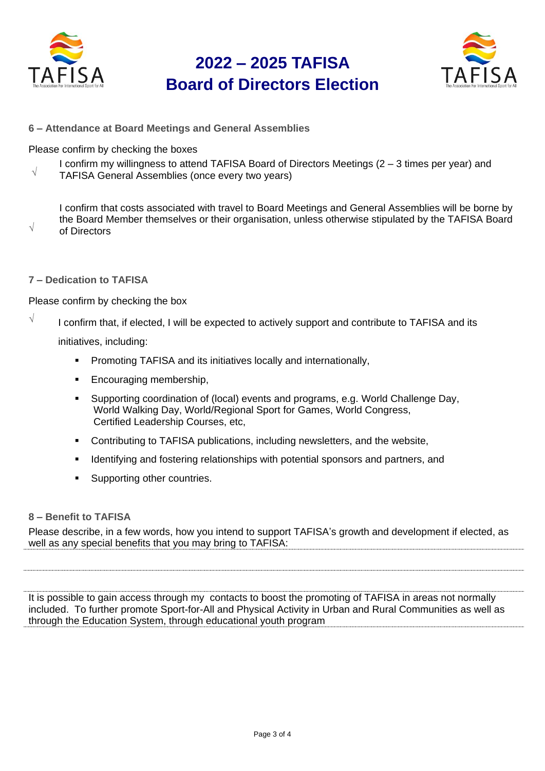# 2022 – 2025 TAFISA Board of Directors Election

### 6 – Attendance at Board Meetings and General Assemblies

Please confirm by checking the boxes

√ I confirm my willingness to attend TAFISA Board of Directors Meetings (2 – 3 times per year) and TAFISA General Assemblies (once every two years)

√ I confirm that costs associated with travel to Board Meetings and General Assemblies will be borne by the Board Member themselves or their organisation, unless otherwise stipulated by the TAFISA Board of Directors

### 7 – Dedication to TAFISA

Please confirm by checking the box

√ I confirm that, if elected, I will be expected to actively support and contribute to TAFISA and its initiatives, including:

- Promoting TAFISA and its initiatives locally and internationally,
- Encouraging membership,
- Supporting coordination of (local) events and programs, e.g. World Challenge Day, World Walking Day, World/Regional Sport for Games, World Congress, Certified Leadership Courses, etc,
- Contributing to TAFISA publications, including newsletters, and the website,
- Identifying and fostering relationships with potential sponsors and partners, and
- Supporting other countries.

### 8 – Benefit to TAFISA

Please describe, in a few words, how you intend to support TAFISA's growth and development if elected, as well as any special benefits that you may bring to TAFISA:

It is possible to gain access through my contacts to boost the promoting of TAFISA in areas not normally included. To further promote Sport-for-All and Physical Activity in Urban and Rural Communities as well as through the Education System, through educational youth program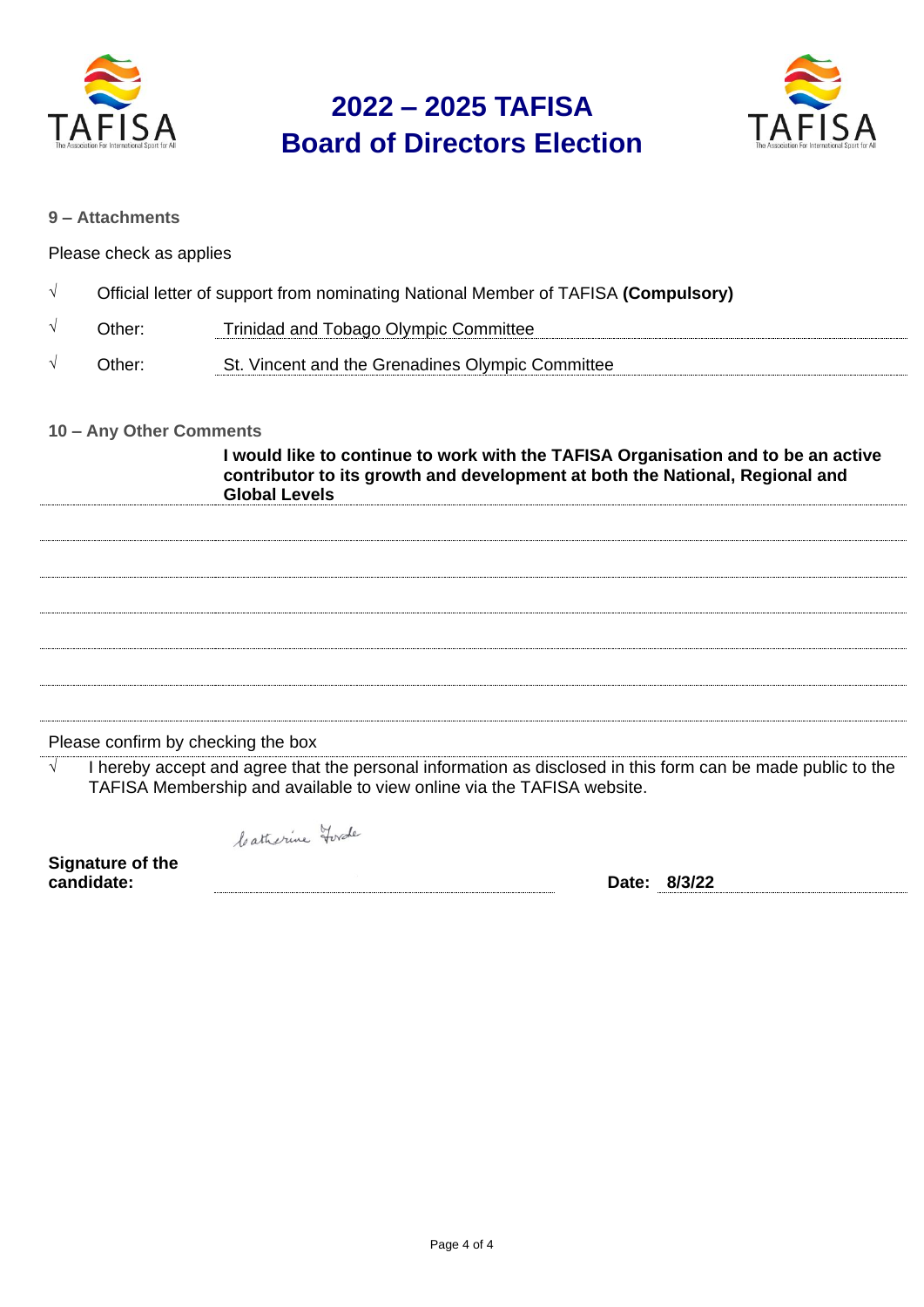# 2022 – 2025 TAFISA Board of Directors Election

**9 – Attachments**

Please check as applies

√ Official letter of support from nominating National Member of TAFISA **(Compulsory)**

√ Other: Trinidad and Tobago Olympic Committee

√ Other: St. Vincent and the Grenadines Olympic Committee

**10 – Any Other Comments**

**I would like to continue to work with the TAFISA Organisation and to be an active contributor to its growth and development at both the National, Regional and Global Levels**

Please confirm by checking the box

√ I hereby accept and agree that the personal information as disclosed in this form can be made public to the TAFISA Membership and available to view online via the TAFISA website.

**Signature of the candidate:** Catherine Forde

**Date:** **8/3/22**